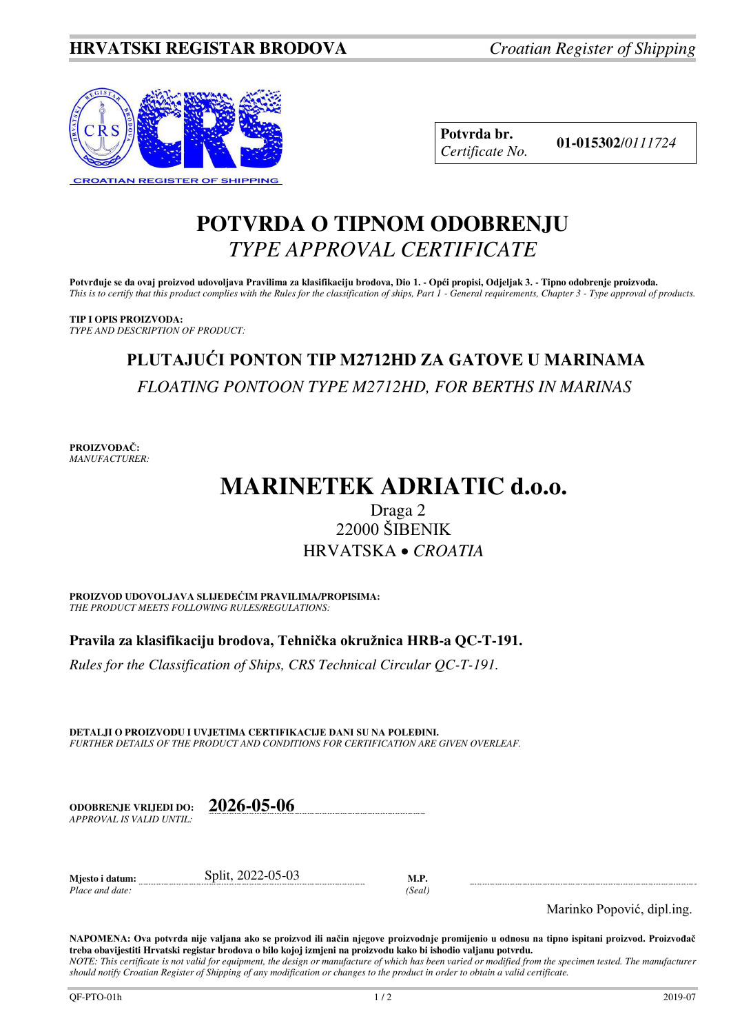**HRVATSKI REGISTAR BRODOVA** *Croatian Register of Shipping*

| **Potvrda br.** *Certificate No.* | **01-015302/***0111724* |
|---|---|

# POTVRDA O TIPNOM ODOBRENJU
## *TYPE APPROVAL CERTIFICATE*

**Potvrđuje se da ovaj proizvod udovoljava Pravilima za klasifikaciju brodova, Dio 1. - Opći propisi, Odjeljak 3. - Tipno odobrenje proizvoda.**
*This is to certify that this product complies with the Rules for the classification of ships, Part 1 - General requirements, Chapter 3 - Type approval of products.*

**TIP I OPIS PROIZVODA:**
*TYPE AND DESCRIPTION OF PRODUCT:*

**PLUTAJUĆI PONTON TIP M2712HD ZA GATOVE U MARINAMA**
*FLOATING PONTOON TYPE M2712HD, FOR BERTHS IN MARINAS*

**PROIZVOĐAČ:**
*MANUFACTURER:*

**MARINETEK ADRIATIC d.o.o.**
Draga 2
22000 ŠIBENIK
HRVATSKA • *CROATIA*

**PROIZVOD UDOVOLJAVA SLIJEDEĆIM PRAVILIMA/PROPISIMA:**
*THE PRODUCT MEETS FOLLOWING RULES/REGULATIONS:*

**Pravila za klasifikaciju brodova, Tehnička okružnica HRB-a QC-T-191.**
*Rules for the Classification of Ships, CRS Technical Circular QC-T-191.*

**DETALJI O PROIZVODU I UVJETIMA CERTIFIKACIJE DANI SU NA POLEĐINI.**
*FURTHER DETAILS OF THE PRODUCT AND CONDITIONS FOR CERTIFICATION ARE GIVEN OVERLEAF.*

**ODOBRENJE VRIJEDI DO:** *APPROVAL IS VALID UNTIL:* **2026-05-06**

**Mjesto i datum:** *Place and date:* Split, 2022-05-03

**M.P.** *(Seal)*

Marinko Popović, dipl.ing.

**NAPOMENA: Ova potvrda nije valjana ako se proizvod ili način njegove proizvodnje promijenio u odnosu na tipno ispitani proizvod. Proizvođač treba obavijestiti Hrvatski registar brodova o bilo kojoj izmjeni na proizvodu kako bi ishodio valjanu potvrdu.**
*NOTE: This certificate is not valid for equipment, the design or manufacture of which has been varied or modified from the specimen tested. The manufacturer should notify Croatian Register of Shipping of any modification or changes to the product in order to obtain a valid certificate.*

QF-PTO-01h 2019-07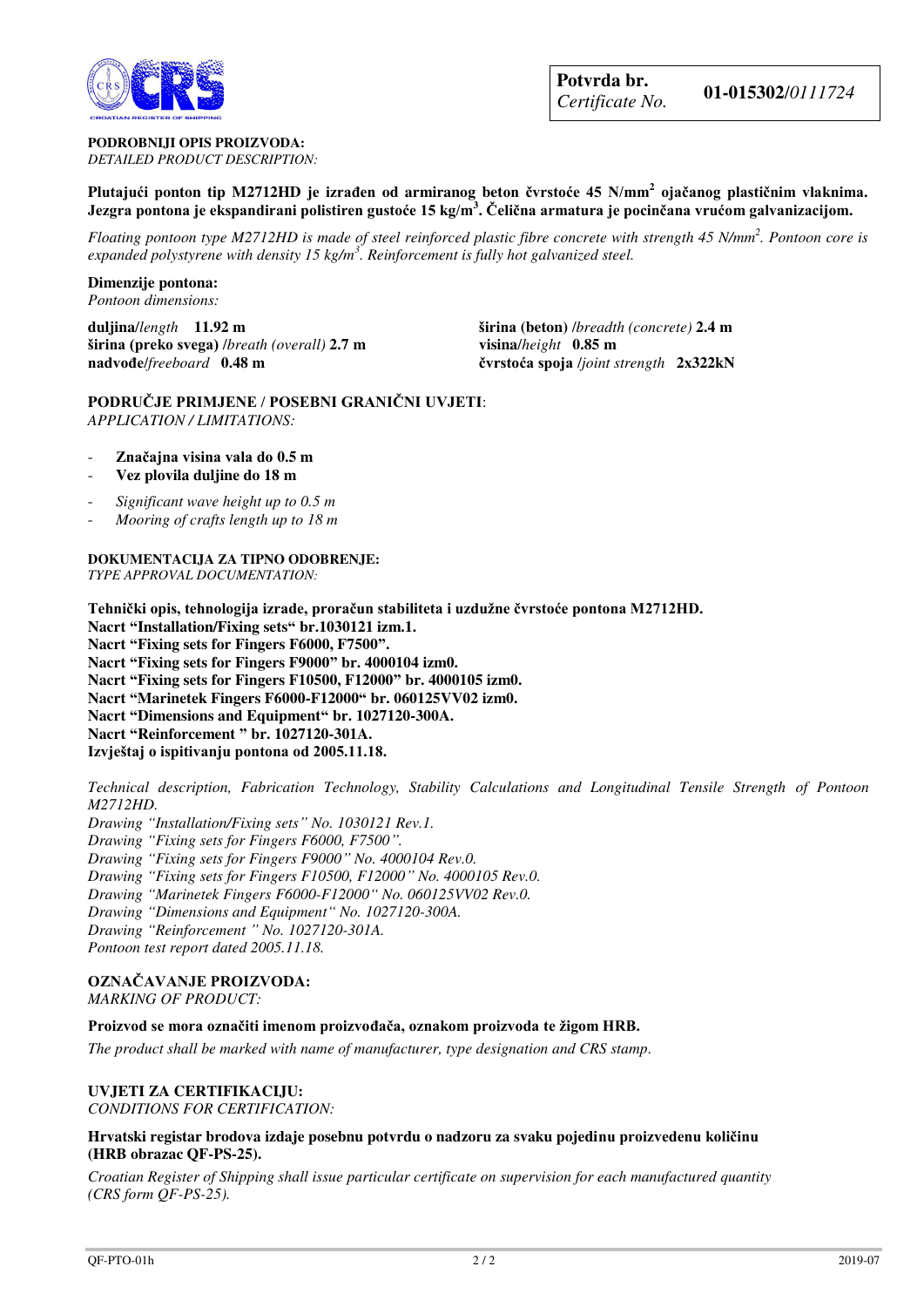**Potvrda br.** *Certificate No.* **01-015302/***0111724*

**PODROBNIJI OPIS PROIZVODA:**
*DETAILED PRODUCT DESCRIPTION:*

**Plutajući ponton tip M2712HD je izrađen od armiranog beton čvrstoće 45 N/mm$^2$ ojačanog plastičnim vlaknima. Jezgra pontona je ekspandirani polistiren gustoće 15 kg/m$^3$. Čelična armatura je pocinčana vrućom galvanizacijom.**

*Floating pontoon type M2712HD is made of steel reinforced plastic fibre concrete with strength 45 N/mm$^2$. Pontoon core is expanded polystyrene with density 15 kg/m$^3$. Reinforcement is fully hot galvanized steel.*

**Dimenzije pontona:**
*Pontoon dimensions:*

**duljina/***length* **11.92 m**
**širina (preko svega)** */breath (overall)* **2.7 m**
**nadvođe/***freeboard* **0.48 m**
**širina (beton)** */breadth (concrete)* **2.4 m**
**visina/***height* **0.85 m**
**čvrstoća spoja** */joint strength* **2x322kN**

**PODRUČJE PRIMJENE / POSEBNI GRANIČNI UVJETI**:
*APPLICATION / LIMITATIONS:*

- **Značajna visina vala do 0.5 m**
- **Vez plovila duljine do 18 m**

- *Significant wave height up to 0.5 m*
- *Mooring of crafts length up to 18 m*

**DOKUMENTACIJA ZA TIPNO ODOBRENJE:**
*TYPE APPROVAL DOCUMENTATION:*

**Tehnički opis, tehnologija izrade, proračun stabiliteta i uzdužne čvrstoće pontona M2712HD.**
**Nacrt "Installation/Fixing sets" br.1030121 izm.1.**
**Nacrt "Fixing sets for Fingers F6000, F7500".**
**Nacrt "Fixing sets for Fingers F9000" br. 4000104 izm0.**
**Nacrt "Fixing sets for Fingers F10500, F12000" br. 4000105 izm0.**
**Nacrt "Marinetek Fingers F6000-F12000" br. 060125VV02 izm0.**
**Nacrt "Dimensions and Equipment" br. 1027120-300A.**
**Nacrt "Reinforcement " br. 1027120-301A.**
**Izvještaj o ispitivanju pontona od 2005.11.18.**

*Technical description, Fabrication Technology, Stability Calculations and Longitudinal Tensile Strength of Pontoon M2712HD.*
*Drawing "Installation/Fixing sets" No. 1030121 Rev.1.*
*Drawing "Fixing sets for Fingers F6000, F7500".*
*Drawing "Fixing sets for Fingers F9000" No. 4000104 Rev.0.*
*Drawing "Fixing sets for Fingers F10500, F12000" No. 4000105 Rev.0.*
*Drawing "Marinetek Fingers F6000-F12000" No. 060125VV02 Rev.0.*
*Drawing "Dimensions and Equipment" No. 1027120-300A.*
*Drawing "Reinforcement " No. 1027120-301A.*
*Pontoon test report dated 2005.11.18.*

**OZNAČAVANJE PROIZVODA:**
*MARKING OF PRODUCT:*

**Proizvod se mora označiti imenom proizvođača, oznakom proizvoda te žigom HRB.**

*The product shall be marked with name of manufacturer, type designation and CRS stamp.*

**UVJETI ZA CERTIFIKACIJU:**
*CONDITIONS FOR CERTIFICATION:*

**Hrvatski registar brodova izdaje posebnu potvrdu o nadzoru za svaku pojedinu proizvedenu količinu (HRB obrazac QF-PS-25).**

*Croatian Register of Shipping shall issue particular certificate on supervision for each manufactured quantity (CRS form QF-PS-25).*